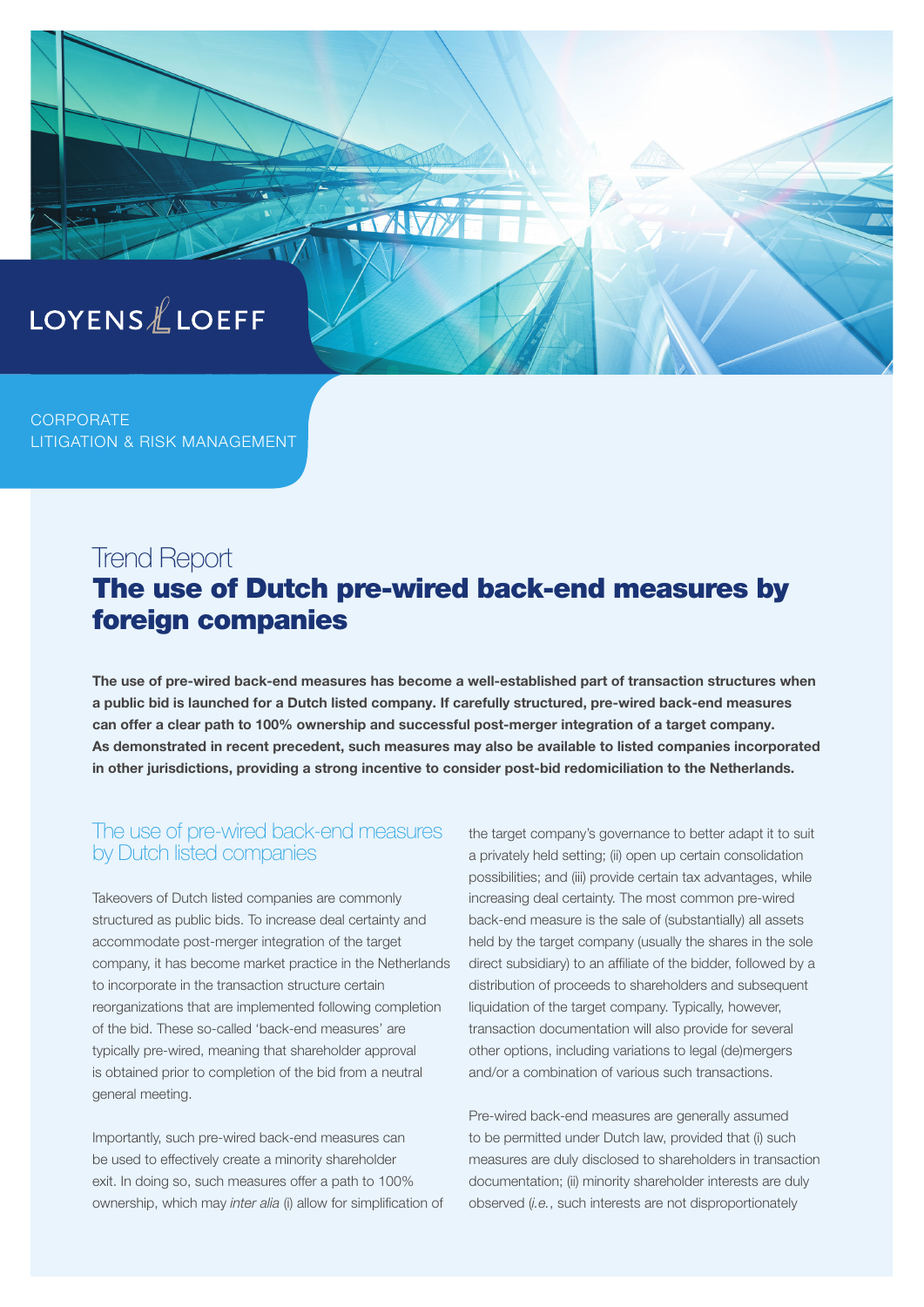LOYENS & LOEFF

CORPORATE
LITIGATION & RISK MANAGEMENT

# Trend Report
# The use of Dutch pre-wired back-end measures by foreign companies

**The use of pre-wired back-end measures has become a well-established part of transaction structures when a public bid is launched for a Dutch listed company. If carefully structured, pre-wired back-end measures can offer a clear path to 100% ownership and successful post-merger integration of a target company. As demonstrated in recent precedent, such measures may also be available to listed companies incorporated in other jurisdictions, providing a strong incentive to consider post-bid redomiciliation to the Netherlands.**

## The use of pre-wired back-end measures by Dutch listed companies

Takeovers of Dutch listed companies are commonly structured as public bids. To increase deal certainty and accommodate post-merger integration of the target company, it has become market practice in the Netherlands to incorporate in the transaction structure certain reorganizations that are implemented following completion of the bid. These so-called 'back-end measures' are typically pre-wired, meaning that shareholder approval is obtained prior to completion of the bid from a neutral general meeting.

Importantly, such pre-wired back-end measures can be used to effectively create a minority shareholder exit. In doing so, such measures offer a path to 100% ownership, which may *inter alia* (i) allow for simplification of the target company's governance to better adapt it to suit a privately held setting; (ii) open up certain consolidation possibilities; and (iii) provide certain tax advantages, while increasing deal certainty. The most common pre-wired back-end measure is the sale of (substantially) all assets held by the target company (usually the shares in the sole direct subsidiary) to an affiliate of the bidder, followed by a distribution of proceeds to shareholders and subsequent liquidation of the target company. Typically, however, transaction documentation will also provide for several other options, including variations to legal (de)mergers and/or a combination of various such transactions.

Pre-wired back-end measures are generally assumed to be permitted under Dutch law, provided that (i) such measures are duly disclosed to shareholders in transaction documentation; (ii) minority shareholder interests are duly observed (*i.e.*, such interests are not disproportionately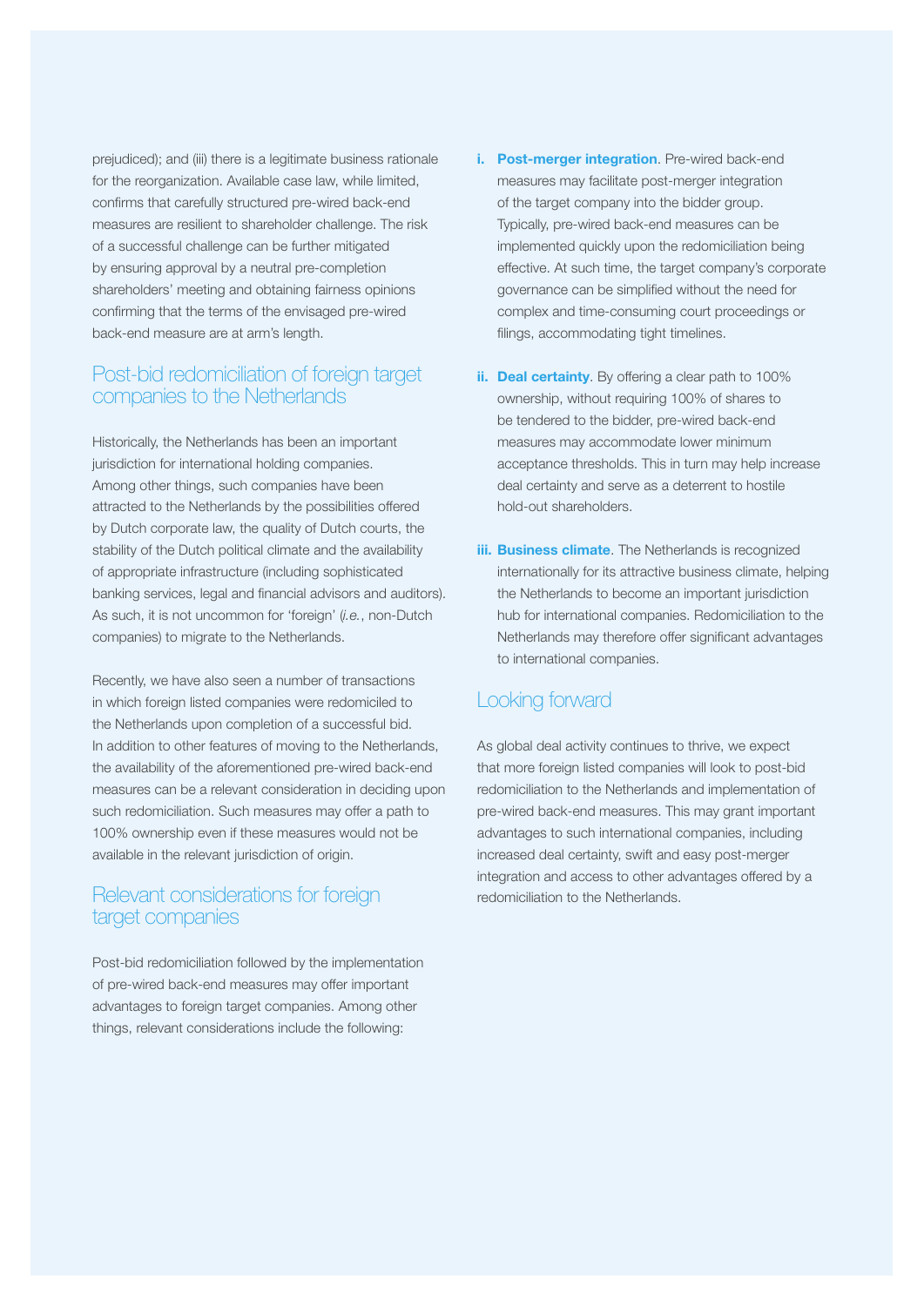prejudiced); and (iii) there is a legitimate business rationale for the reorganization. Available case law, while limited, confirms that carefully structured pre-wired back-end measures are resilient to shareholder challenge. The risk of a successful challenge can be further mitigated by ensuring approval by a neutral pre-completion shareholders' meeting and obtaining fairness opinions confirming that the terms of the envisaged pre-wired back-end measure are at arm's length.

## Post-bid redomiciliation of foreign target companies to the Netherlands

Historically, the Netherlands has been an important jurisdiction for international holding companies. Among other things, such companies have been attracted to the Netherlands by the possibilities offered by Dutch corporate law, the quality of Dutch courts, the stability of the Dutch political climate and the availability of appropriate infrastructure (including sophisticated banking services, legal and financial advisors and auditors). As such, it is not uncommon for 'foreign' (*i.e.*, non-Dutch companies) to migrate to the Netherlands.

Recently, we have also seen a number of transactions in which foreign listed companies were redomiciled to the Netherlands upon completion of a successful bid. In addition to other features of moving to the Netherlands, the availability of the aforementioned pre-wired back-end measures can be a relevant consideration in deciding upon such redomiciliation. Such measures may offer a path to 100% ownership even if these measures would not be available in the relevant jurisdiction of origin.

## Relevant considerations for foreign target companies

Post-bid redomiciliation followed by the implementation of pre-wired back-end measures may offer important advantages to foreign target companies. Among other things, relevant considerations include the following:

i. **Post-merger integration**. Pre-wired back-end measures may facilitate post-merger integration of the target company into the bidder group. Typically, pre-wired back-end measures can be implemented quickly upon the redomiciliation being effective. At such time, the target company's corporate governance can be simplified without the need for complex and time-consuming court proceedings or filings, accommodating tight timelines.

ii. **Deal certainty**. By offering a clear path to 100% ownership, without requiring 100% of shares to be tendered to the bidder, pre-wired back-end measures may accommodate lower minimum acceptance thresholds. This in turn may help increase deal certainty and serve as a deterrent to hostile hold-out shareholders.

iii. **Business climate**. The Netherlands is recognized internationally for its attractive business climate, helping the Netherlands to become an important jurisdiction hub for international companies. Redomiciliation to the Netherlands may therefore offer significant advantages to international companies.

## Looking forward

As global deal activity continues to thrive, we expect that more foreign listed companies will look to post-bid redomiciliation to the Netherlands and implementation of pre-wired back-end measures. This may grant important advantages to such international companies, including increased deal certainty, swift and easy post-merger integration and access to other advantages offered by a redomiciliation to the Netherlands.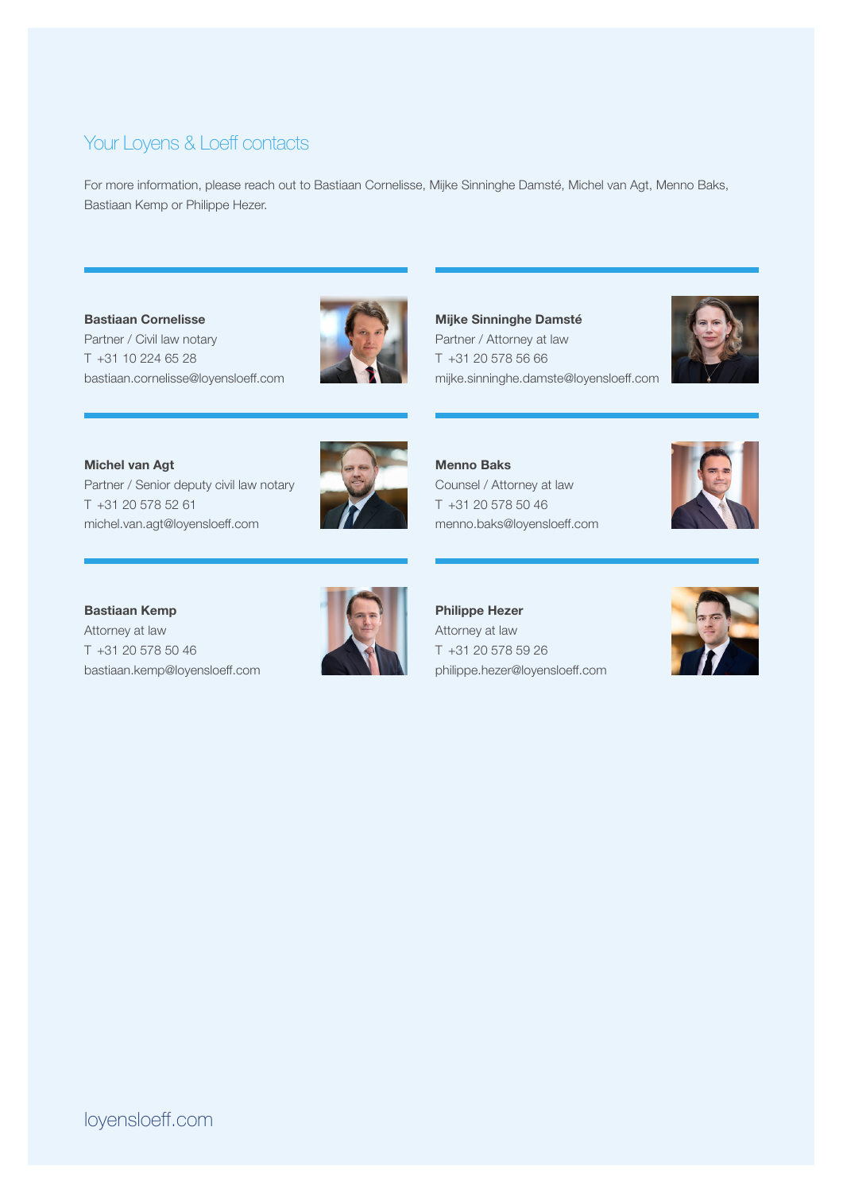## Your Loyens & Loeff contacts

For more information, please reach out to Bastiaan Cornelisse, Mijke Sinninghe Damsté, Michel van Agt, Menno Baks, Bastiaan Kemp or Philippe Hezer.

**Bastiaan Cornelisse**
Partner / Civil law notary
T +31 10 224 65 28
bastiaan.cornelisse@loyensloeff.com

**Mijke Sinninghe Damsté**
Partner / Attorney at law
T +31 20 578 56 66
mijke.sinninghe.damste@loyensloeff.com

**Michel van Agt**
Partner / Senior deputy civil law notary
T +31 20 578 52 61
michel.van.agt@loyensloeff.com

**Menno Baks**
Counsel / Attorney at law
T +31 20 578 50 46
menno.baks@loyensloeff.com

**Bastiaan Kemp**
Attorney at law
T +31 20 578 50 46
bastiaan.kemp@loyensloeff.com

**Philippe Hezer**
Attorney at law
T +31 20 578 59 26
philippe.hezer@loyensloeff.com

loyensloeff.com